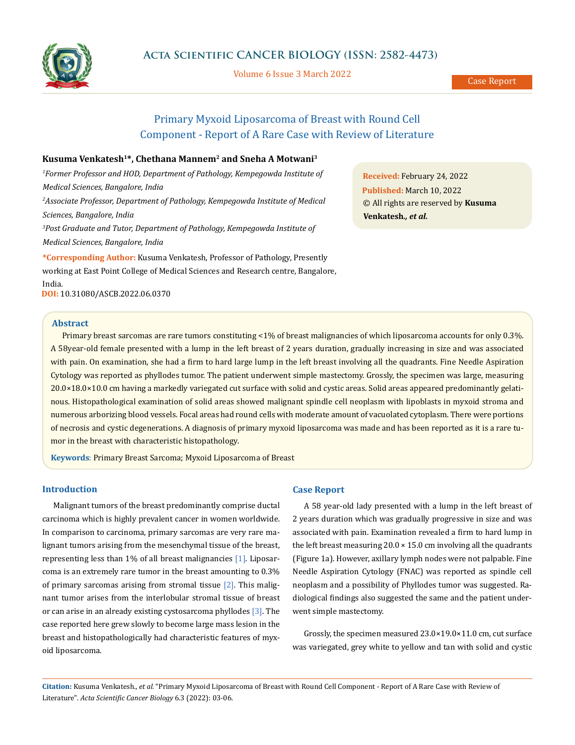# Primary Myxoid Liposarcoma of Breast with Round Cell Component - Report of A Rare Case with Review of Literature

**Kusuma Venkatesh[1]*, Chethana Mannem[2] and Sneha A Motwani[3]**

[1]*Former Professor and HOD, Department of Pathology, Kempegowda Institute of Medical Sciences, Bangalore, India*

[2]*Associate Professor, Department of Pathology, Kempegowda Institute of Medical Sciences, Bangalore, India*

[3]*Post Graduate and Tutor, Department of Pathology, Kempegowda Institute of Medical Sciences, Bangalore, India*

**\*Corresponding Author:** Kusuma Venkatesh, Professor of Pathology, Presently working at East Point College of Medical Sciences and Research centre, Bangalore, India.

**DOI:** 10.31080/ASCB.2022.06.0370

**Received:** February 24, 2022
**Published:** March 10, 2022
© All rights are reserved by **Kusuma Venkatesh*., et al.***

## Abstract

Primary breast sarcomas are rare tumors constituting <1% of breast malignancies of which liposarcoma accounts for only 0.3%. A 58year-old female presented with a lump in the left breast of 2 years duration, gradually increasing in size and was associated with pain. On examination, she had a firm to hard large lump in the left breast involving all the quadrants. Fine Needle Aspiration Cytology was reported as phyllodes tumor. The patient underwent simple mastectomy. Grossly, the specimen was large, measuring 20.0×18.0×10.0 cm having a markedly variegated cut surface with solid and cystic areas. Solid areas appeared predominantly gelatinous. Histopathological examination of solid areas showed malignant spindle cell neoplasm with lipoblasts in myxoid stroma and numerous arborizing blood vessels. Focal areas had round cells with moderate amount of vacuolated cytoplasm. There were portions of necrosis and cystic degenerations. A diagnosis of primary myxoid liposarcoma was made and has been reported as it is a rare tumor in the breast with characteristic histopathology.

**Keywords**: Primary Breast Sarcoma; Myxoid Liposarcoma of Breast

## Introduction

Malignant tumors of the breast predominantly comprise ductal carcinoma which is highly prevalent cancer in women worldwide. In comparison to carcinoma, primary sarcomas are very rare malignant tumors arising from the mesenchymal tissue of the breast, representing less than 1% of all breast malignancies [1]. Liposarcoma is an extremely rare tumor in the breast amounting to 0.3% of primary sarcomas arising from stromal tissue [2]. This malignant tumor arises from the interlobular stromal tissue of breast or can arise in an already existing cystosarcoma phyllodes [3]. The case reported here grew slowly to become large mass lesion in the breast and histopathologically had characteristic features of myxoid liposarcoma.

## Case Report

A 58 year-old lady presented with a lump in the left breast of 2 years duration which was gradually progressive in size and was associated with pain. Examination revealed a firm to hard lump in the left breast measuring 20.0 × 15.0 cm involving all the quadrants (Figure 1a). However, axillary lymph nodes were not palpable. Fine Needle Aspiration Cytology (FNAC) was reported as spindle cell neoplasm and a possibility of Phyllodes tumor was suggested. Radiological findings also suggested the same and the patient underwent simple mastectomy.

Grossly, the specimen measured 23.0×19.0×11.0 cm, cut surface was variegated, grey white to yellow and tan with solid and cystic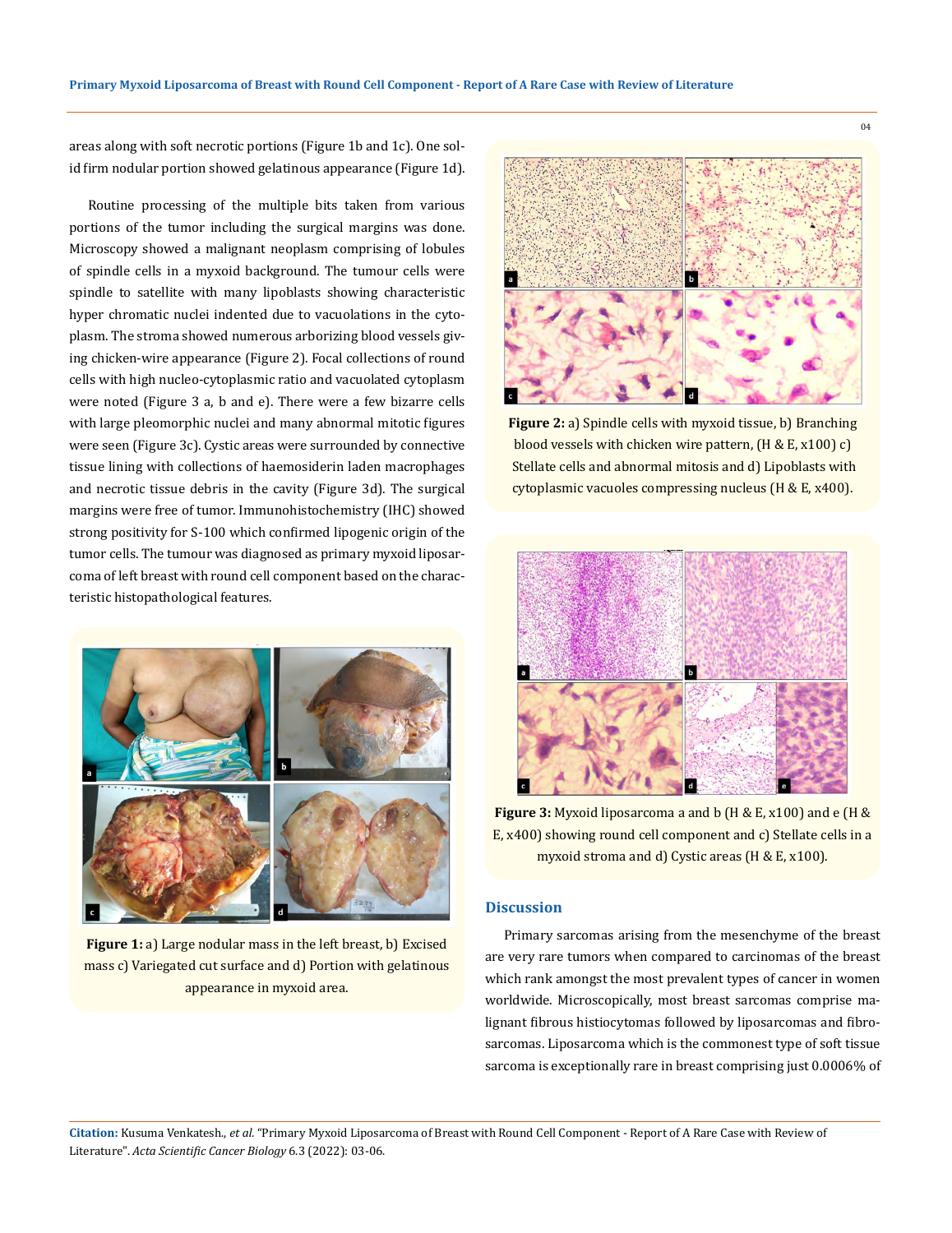areas along with soft necrotic portions (Figure 1b and 1c). One solid firm nodular portion showed gelatinous appearance (Figure 1d).

Routine processing of the multiple bits taken from various portions of the tumor including the surgical margins was done. Microscopy showed a malignant neoplasm comprising of lobules of spindle cells in a myxoid background. The tumour cells were spindle to satellite with many lipoblasts showing characteristic hyper chromatic nuclei indented due to vacuolations in the cytoplasm. The stroma showed numerous arborizing blood vessels giving chicken-wire appearance (Figure 2). Focal collections of round cells with high nucleo-cytoplasmic ratio and vacuolated cytoplasm were noted (Figure 3 a, b and e). There were a few bizarre cells with large pleomorphic nuclei and many abnormal mitotic figures were seen (Figure 3c). Cystic areas were surrounded by connective tissue lining with collections of haemosiderin laden macrophages and necrotic tissue debris in the cavity (Figure 3d). The surgical margins were free of tumor. Immunohistochemistry (IHC) showed strong positivity for S-100 which confirmed lipogenic origin of the tumor cells. The tumour was diagnosed as primary myxoid liposarcoma of left breast with round cell component based on the characteristic histopathological features.

**Figure 1:** a) Large nodular mass in the left breast, b) Excised mass c) Variegated cut surface and d) Portion with gelatinous appearance in myxoid area.

**Figure 2:** a) Spindle cells with myxoid tissue, b) Branching blood vessels with chicken wire pattern, (H & E, x100) c) Stellate cells and abnormal mitosis and d) Lipoblasts with cytoplasmic vacuoles compressing nucleus (H & E, x400).

**Figure 3:** Myxoid liposarcoma a and b (H & E, x100) and e (H & E, x400) showing round cell component and c) Stellate cells in a myxoid stroma and d) Cystic areas (H & E, x100).

## Discussion

Primary sarcomas arising from the mesenchyme of the breast are very rare tumors when compared to carcinomas of the breast which rank amongst the most prevalent types of cancer in women worldwide. Microscopically, most breast sarcomas comprise malignant fibrous histiocytomas followed by liposarcomas and fibrosarcomas. Liposarcoma which is the commonest type of soft tissue sarcoma is exceptionally rare in breast comprising just 0.0006% of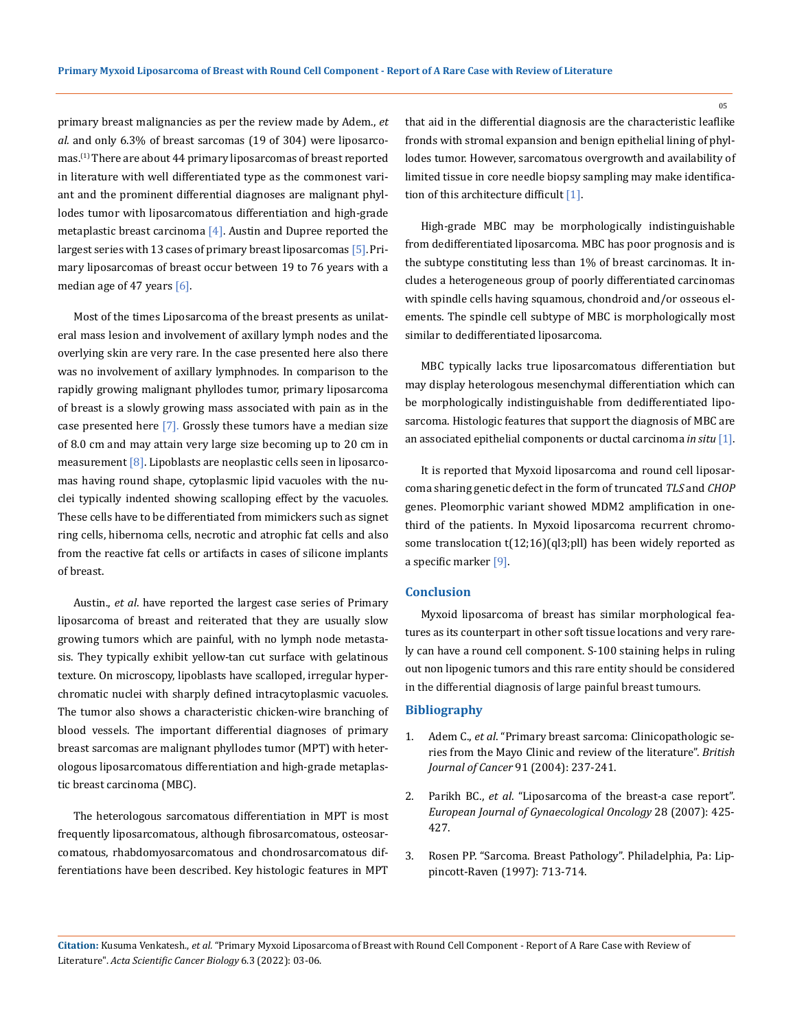primary breast malignancies as per the review made by Adem., *et al.* and only 6.3% of breast sarcomas (19 of 304) were liposarcomas.[1] There are about 44 primary liposarcomas of breast reported in literature with well differentiated type as the commonest variant and the prominent differential diagnoses are malignant phyllodes tumor with liposarcomatous differentiation and high-grade metaplastic breast carcinoma [4]. Austin and Dupree reported the largest series with 13 cases of primary breast liposarcomas [5]. Primary liposarcomas of breast occur between 19 to 76 years with a median age of 47 years [6].

Most of the times Liposarcoma of the breast presents as unilateral mass lesion and involvement of axillary lymph nodes and the overlying skin are very rare. In the case presented here also there was no involvement of axillary lymphnodes. In comparison to the rapidly growing malignant phyllodes tumor, primary liposarcoma of breast is a slowly growing mass associated with pain as in the case presented here [7]. Grossly these tumors have a median size of 8.0 cm and may attain very large size becoming up to 20 cm in measurement [8]. Lipoblasts are neoplastic cells seen in liposarcomas having round shape, cytoplasmic lipid vacuoles with the nuclei typically indented showing scalloping effect by the vacuoles. These cells have to be differentiated from mimickers such as signet ring cells, hibernoma cells, necrotic and atrophic fat cells and also from the reactive fat cells or artifacts in cases of silicone implants of breast.

Austin., *et al*. have reported the largest case series of Primary liposarcoma of breast and reiterated that they are usually slow growing tumors which are painful, with no lymph node metastasis. They typically exhibit yellow-tan cut surface with gelatinous texture. On microscopy, lipoblasts have scalloped, irregular hyperchromatic nuclei with sharply defined intracytoplasmic vacuoles. The tumor also shows a characteristic chicken-wire branching of blood vessels. The important differential diagnoses of primary breast sarcomas are malignant phyllodes tumor (MPT) with heterologous liposarcomatous differentiation and high-grade metaplastic breast carcinoma (MBC).

The heterologous sarcomatous differentiation in MPT is most frequently liposarcomatous, although fibrosarcomatous, osteosarcomatous, rhabdomyosarcomatous and chondrosarcomatous differentiations have been described. Key histologic features in MPT that aid in the differential diagnosis are the characteristic leaflike fronds with stromal expansion and benign epithelial lining of phyllodes tumor. However, sarcomatous overgrowth and availability of limited tissue in core needle biopsy sampling may make identification of this architecture difficult [1].

High-grade MBC may be morphologically indistinguishable from dedifferentiated liposarcoma. MBC has poor prognosis and is the subtype constituting less than 1% of breast carcinomas. It includes a heterogeneous group of poorly differentiated carcinomas with spindle cells having squamous, chondroid and/or osseous elements. The spindle cell subtype of MBC is morphologically most similar to dedifferentiated liposarcoma.

MBC typically lacks true liposarcomatous differentiation but may display heterologous mesenchymal differentiation which can be morphologically indistinguishable from dedifferentiated liposarcoma. Histologic features that support the diagnosis of MBC are an associated epithelial components or ductal carcinoma *in situ* [1].

It is reported that Myxoid liposarcoma and round cell liposarcoma sharing genetic defect in the form of truncated *TLS* and *CHOP* genes. Pleomorphic variant showed MDM2 amplification in one-third of the patients. In Myxoid liposarcoma recurrent chromosome translocation t(12;16)(ql3;pll) has been widely reported as a specific marker [9].

## Conclusion

Myxoid liposarcoma of breast has similar morphological features as its counterpart in other soft tissue locations and very rarely can have a round cell component. S-100 staining helps in ruling out non lipogenic tumors and this rare entity should be considered in the differential diagnosis of large painful breast tumours.

## Bibliography

1. Adem C., *et al*. "Primary breast sarcoma: Clinicopathologic series from the Mayo Clinic and review of the literature". *British Journal of Cancer* 91 (2004): 237-241.
2. Parikh BC., *et al*. "Liposarcoma of the breast-a case report". *European Journal of Gynaecological Oncology* 28 (2007): 425-427.
3. Rosen PP. "Sarcoma. Breast Pathology". Philadelphia, Pa: Lippincott-Raven (1997): 713-714.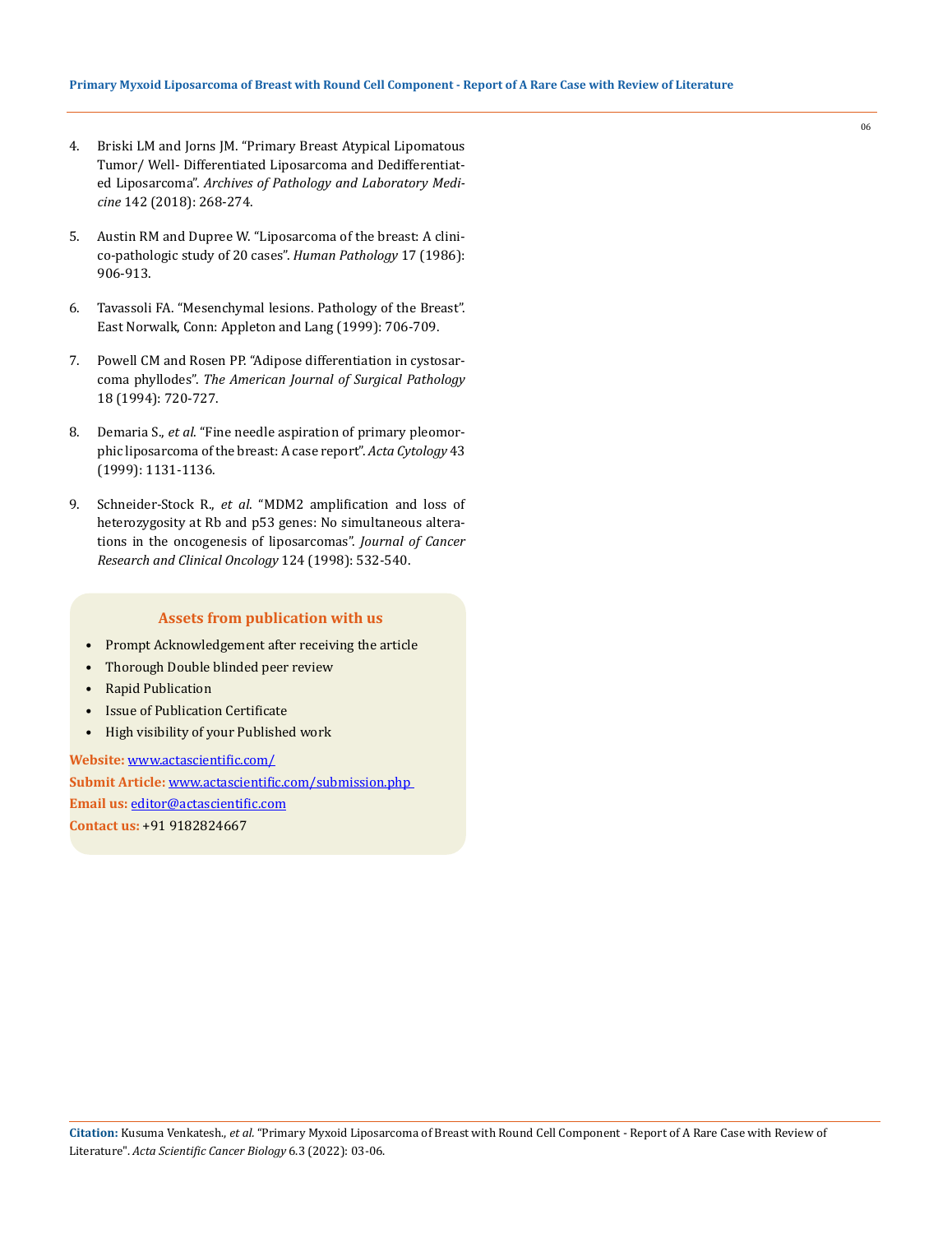4. Briski LM and Jorns JM. "Primary Breast Atypical Lipomatous Tumor/ Well- Differentiated Liposarcoma and Dedifferentiated Liposarcoma". *Archives of Pathology and Laboratory Medicine* 142 (2018): 268-274.

5. Austin RM and Dupree W. "Liposarcoma of the breast: A clinico-pathologic study of 20 cases". *Human Pathology* 17 (1986): 906-913.

6. Tavassoli FA. "Mesenchymal lesions. Pathology of the Breast". East Norwalk, Conn: Appleton and Lang (1999): 706-709.

7. Powell CM and Rosen PP. "Adipose differentiation in cystosarcoma phyllodes". *The American Journal of Surgical Pathology* 18 (1994): 720-727.

8. Demaria S., *et al*. "Fine needle aspiration of primary pleomorphic liposarcoma of the breast: A case report". *Acta Cytology* 43 (1999): 1131-1136.

9. Schneider-Stock R., *et al*. "MDM2 amplification and loss of heterozygosity at Rb and p53 genes: No simultaneous alterations in the oncogenesis of liposarcomas". *Journal of Cancer Research and Clinical Oncology* 124 (1998): 532-540.

**Assets from publication with us**

- Prompt Acknowledgement after receiving the article
- Thorough Double blinded peer review
- Rapid Publication
- Issue of Publication Certificate
- High visibility of your Published work

**Website:** www.actascientific.com/
**Submit Article:** www.actascientific.com/submission.php
**Email us:** editor@actascientific.com
**Contact us:** +91 9182824667